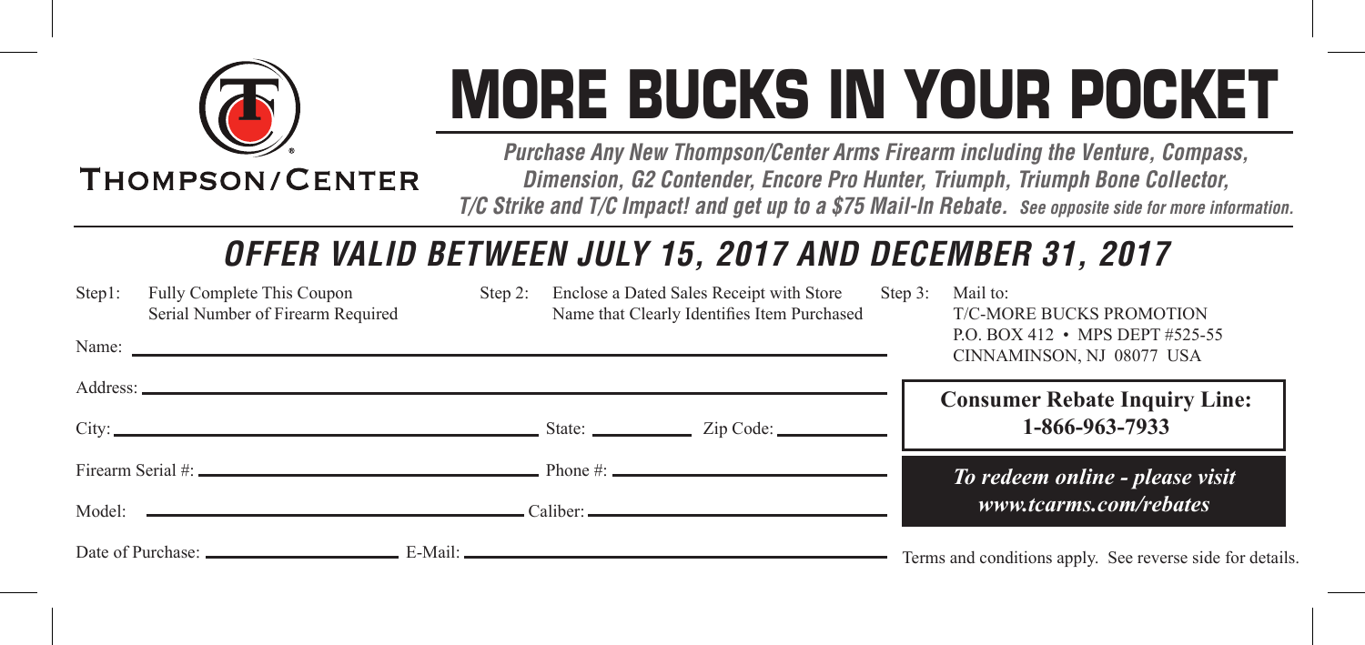THOMPSON/CENTER

# MORE BUCKS IN YOUR POCKET

***Purchase Any New Thompson/Center Arms Firearm including the Venture, Compass, Dimension, G2 Contender, Encore Pro Hunter, Triumph, Triumph Bone Collector, T/C Strike and T/C Impact! and get up to a $75 Mail-In Rebate.*** *See opposite side for more information.*

## *OFFER VALID BETWEEN JULY 15, 2017 AND DECEMBER 31, 2017*

Step1: Fully Complete This Coupon
Serial Number of Firearm Required

Step 2: Enclose a Dated Sales Receipt with Store Name that Clearly Identifies Item Purchased

Step 3: Mail to:
T/C-MORE BUCKS PROMOTION
P.O. BOX 412 • MPS DEPT #525-55
CINNAMINSON, NJ 08077 USA

Name: ______________________________

Address: ______________________________

City: ______________________________ State: __________ Zip Code: __________

Firearm Serial #: ______________________________ Phone #: ______________________________

Model: ______________________________ Caliber: ______________________________

Date of Purchase: ______________________________ E-Mail: ______________________________

**Consumer Rebate Inquiry Line:**
**1-866-963-7933**

***To redeem online - please visit***
***www.tcarms.com/rebates***

Terms and conditions apply. See reverse side for details.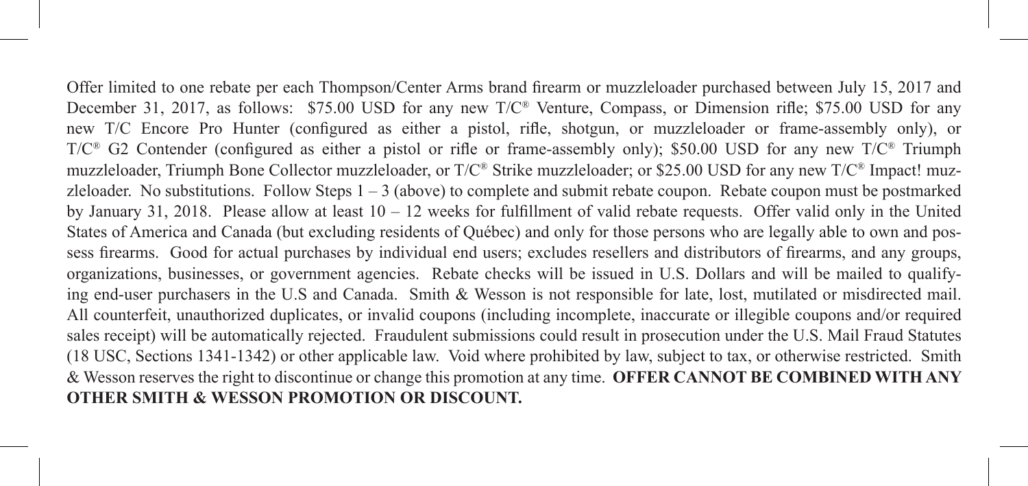Offer limited to one rebate per each Thompson/Center Arms brand firearm or muzzleloader purchased between July 15, 2017 and December 31, 2017, as follows: $75.00 USD for any new T/C® Venture, Compass, or Dimension rifle; $75.00 USD for any new T/C Encore Pro Hunter (configured as either a pistol, rifle, shotgun, or muzzleloader or frame-assembly only), or T/C® G2 Contender (configured as either a pistol or rifle or frame-assembly only); $50.00 USD for any new T/C® Triumph muzzleloader, Triumph Bone Collector muzzleloader, or T/C® Strike muzzleloader; or $25.00 USD for any new T/C® Impact! muzzleloader. No substitutions. Follow Steps 1 – 3 (above) to complete and submit rebate coupon. Rebate coupon must be postmarked by January 31, 2018. Please allow at least 10 – 12 weeks for fulfillment of valid rebate requests. Offer valid only in the United States of America and Canada (but excluding residents of Québec) and only for those persons who are legally able to own and possess firearms. Good for actual purchases by individual end users; excludes resellers and distributors of firearms, and any groups, organizations, businesses, or government agencies. Rebate checks will be issued in U.S. Dollars and will be mailed to qualifying end-user purchasers in the U.S and Canada. Smith & Wesson is not responsible for late, lost, mutilated or misdirected mail. All counterfeit, unauthorized duplicates, or invalid coupons (including incomplete, inaccurate or illegible coupons and/or required sales receipt) will be automatically rejected. Fraudulent submissions could result in prosecution under the U.S. Mail Fraud Statutes (18 USC, Sections 1341-1342) or other applicable law. Void where prohibited by law, subject to tax, or otherwise restricted. Smith & Wesson reserves the right to discontinue or change this promotion at any time. **OFFER CANNOT BE COMBINED WITH ANY OTHER SMITH & WESSON PROMOTION OR DISCOUNT.**